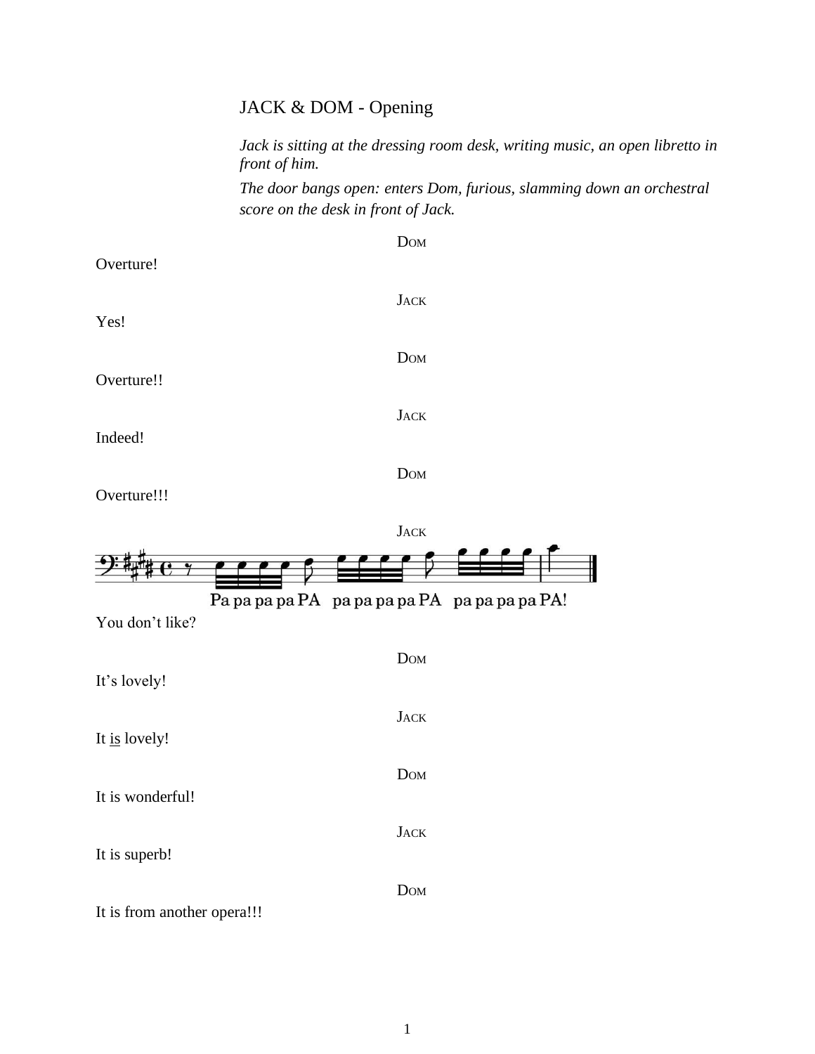# JACK & DOM - Opening

*Jack is sitting at the dressing room desk, writing music, an open libretto in front of him.*

*The door bangs open: enters Dom, furious, slamming down an orchestral score on the desk in front of Jack.*

DOM

Overture!

JACK

Yes!

DOM

Overture!!

JACK

Indeed!

DOM

Overture!!!

JACK

Pa pa pa pa PA pa pa pa pa PA pa pa pa pa PA!

You don't like?

DOM

It's lovely!

JACK

It <u>is</u> lovely!

DOM

It is wonderful!

JACK

It is superb!

DOM

It is from another opera!!!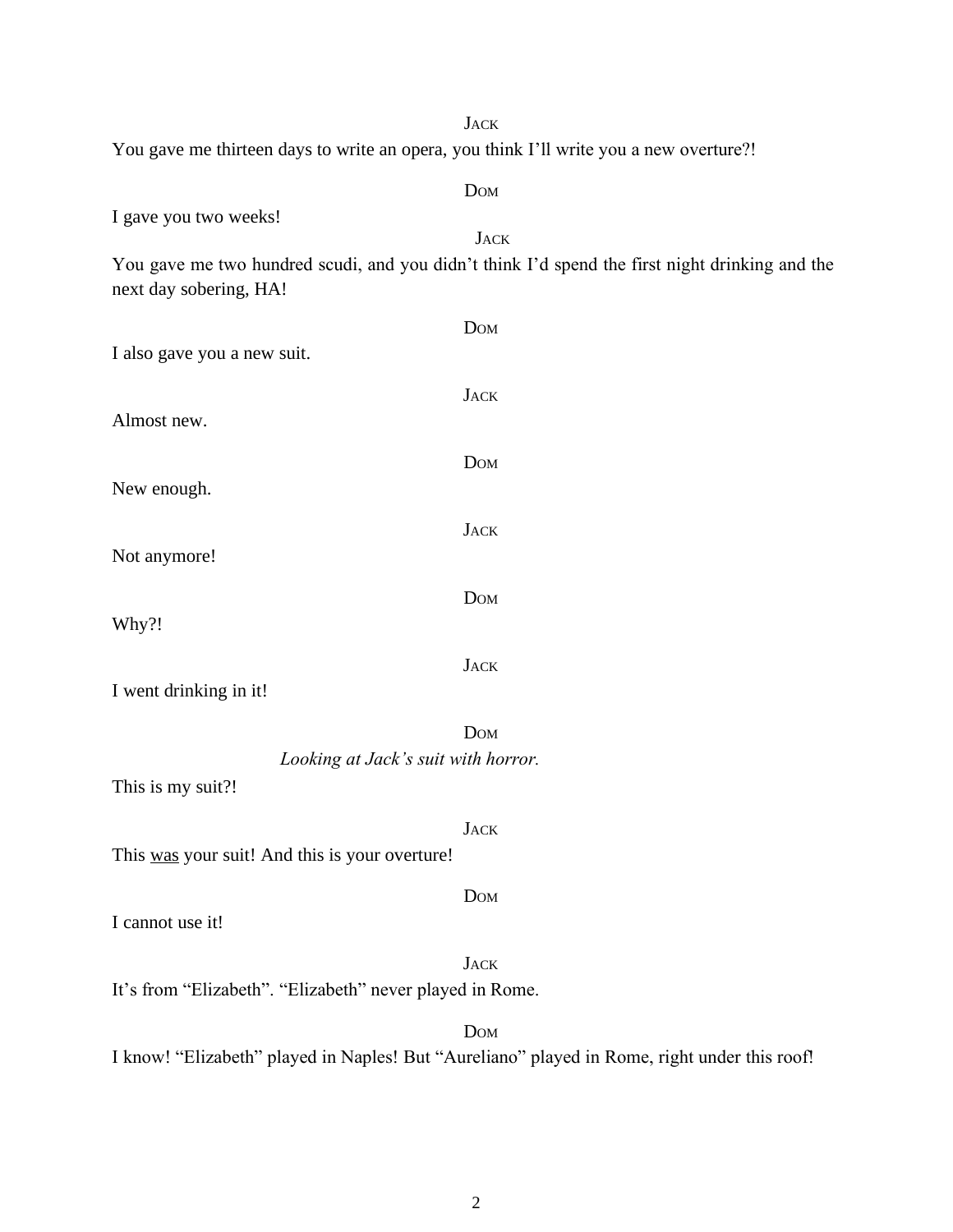JACK

You gave me thirteen days to write an opera, you think I'll write you a new overture?!

DOM

I gave you two weeks!

JACK

You gave me two hundred scudi, and you didn't think I'd spend the first night drinking and the next day sobering, HA!

DOM

I also gave you a new suit.

JACK

Almost new.

DOM

New enough.

JACK

Not anymore!

DOM

Why?!

JACK

I went drinking in it!

DOM

*Looking at Jack's suit with horror.*

This is my suit?!

JACK

This <u>was</u> your suit! And this is your overture!

DOM

I cannot use it!

JACK

It's from "Elizabeth". "Elizabeth" never played in Rome.

DOM

I know! "Elizabeth" played in Naples! But "Aureliano" played in Rome, right under this roof!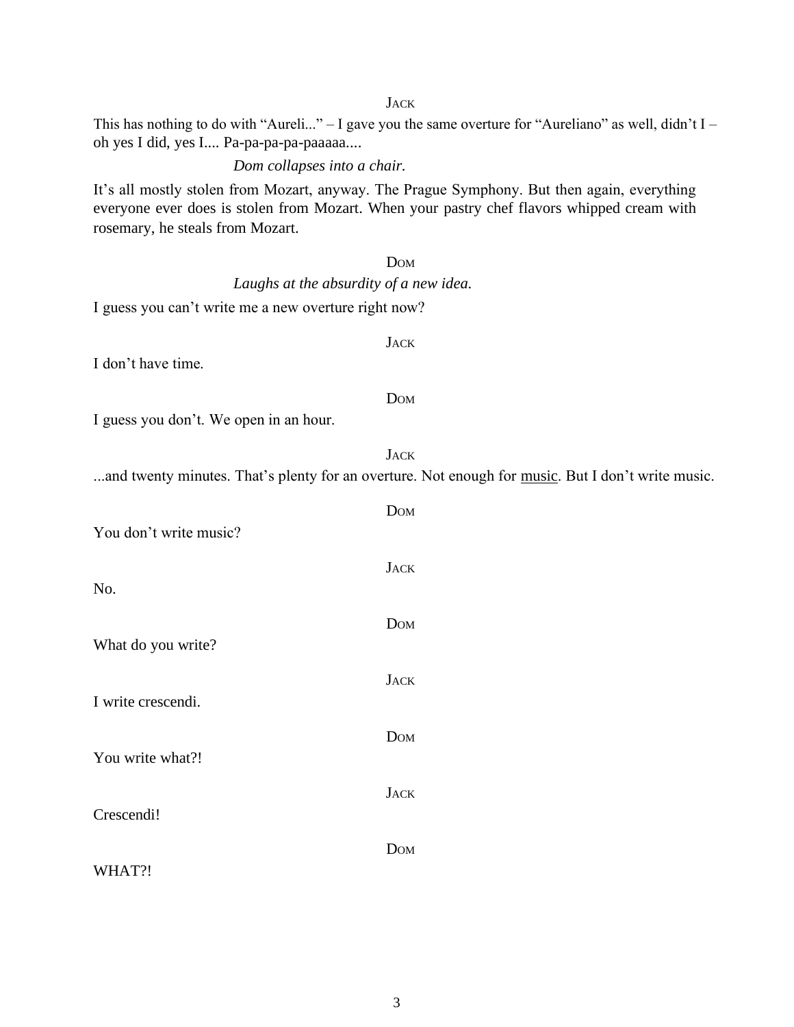JACK

This has nothing to do with "Aureli..." – I gave you the same overture for "Aureliano" as well, didn't I – oh yes I did, yes I.... Pa-pa-pa-pa-paaaaa....

*Dom collapses into a chair.*

It's all mostly stolen from Mozart, anyway. The Prague Symphony. But then again, everything everyone ever does is stolen from Mozart. When your pastry chef flavors whipped cream with rosemary, he steals from Mozart.

DOM

*Laughs at the absurdity of a new idea.*

I guess you can't write me a new overture right now?

JACK

I don't have time.

DOM

I guess you don't. We open in an hour.

JACK

...and twenty minutes. That's plenty for an overture. Not enough for <u>music</u>. But I don't write music.

DOM

You don't write music?

JACK

No.

DOM

What do you write?

JACK

I write crescendi.

DOM

You write what?!

JACK

Crescendi!

DOM

WHAT?!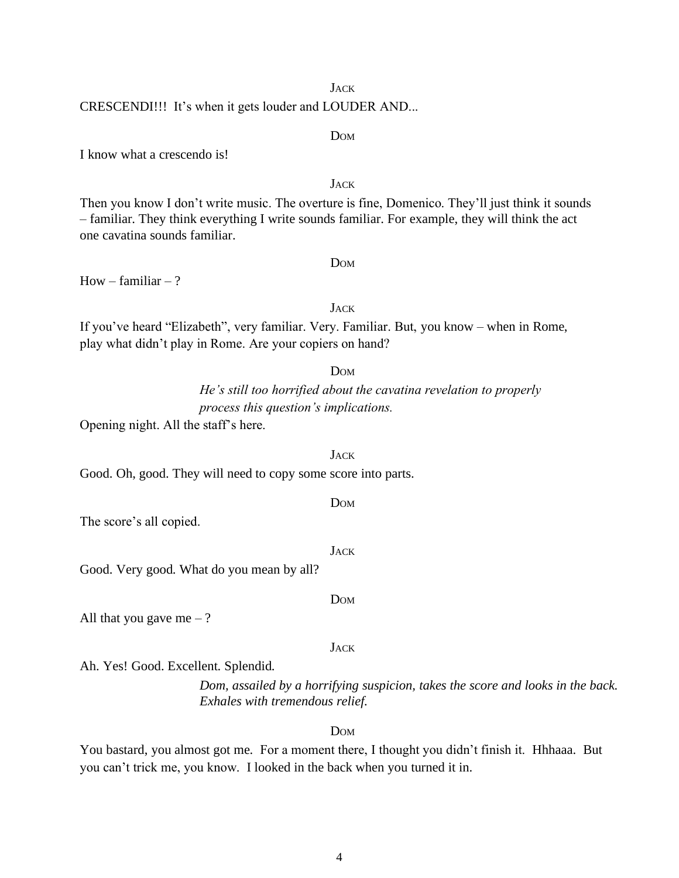JACK

CRESCENDI!!!  It's when it gets louder and LOUDER AND...

DOM

I know what a crescendo is!

JACK

Then you know I don't write music. The overture is fine, Domenico. They'll just think it sounds – familiar. They think everything I write sounds familiar. For example, they will think the act one cavatina sounds familiar.

DOM

How – familiar – ?

JACK

If you've heard "Elizabeth", very familiar. Very. Familiar. But, you know – when in Rome, play what didn't play in Rome. Are your copiers on hand?

DOM

*He's still too horrified about the cavatina revelation to properly process this question's implications.*

Opening night. All the staff's here.

JACK

Good. Oh, good. They will need to copy some score into parts.

DOM

The score's all copied.

JACK

Good. Very good. What do you mean by all?

DOM

All that you gave me – ?

JACK

Ah. Yes! Good. Excellent. Splendid.

*Dom, assailed by a horrifying suspicion, takes the score and looks in the back. Exhales with tremendous relief.*

DOM

You bastard, you almost got me.  For a moment there, I thought you didn't finish it.  Hhhaaa.  But you can't trick me, you know.  I looked in the back when you turned it in.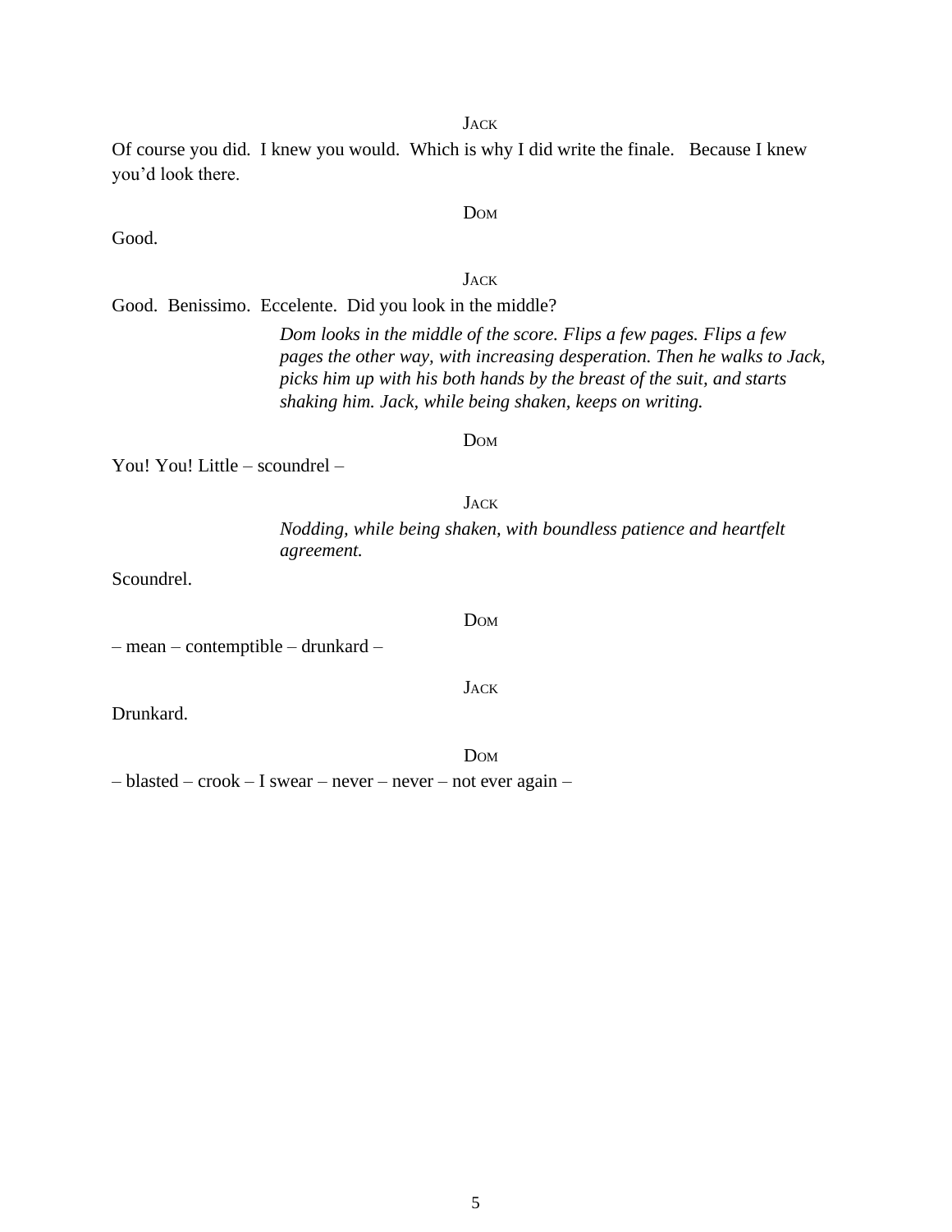JACK

Of course you did. I knew you would. Which is why I did write the finale. Because I knew you'd look there.

DOM

Good.

JACK

Good. Benissimo. Eccelente. Did you look in the middle?

*Dom looks in the middle of the score. Flips a few pages. Flips a few pages the other way, with increasing desperation. Then he walks to Jack, picks him up with his both hands by the breast of the suit, and starts shaking him. Jack, while being shaken, keeps on writing.*

DOM

You! You! Little – scoundrel –

JACK

*Nodding, while being shaken, with boundless patience and heartfelt agreement.*

Scoundrel.

DOM

– mean – contemptible – drunkard –

JACK

Drunkard.

DOM

– blasted – crook – I swear – never – never – not ever again –